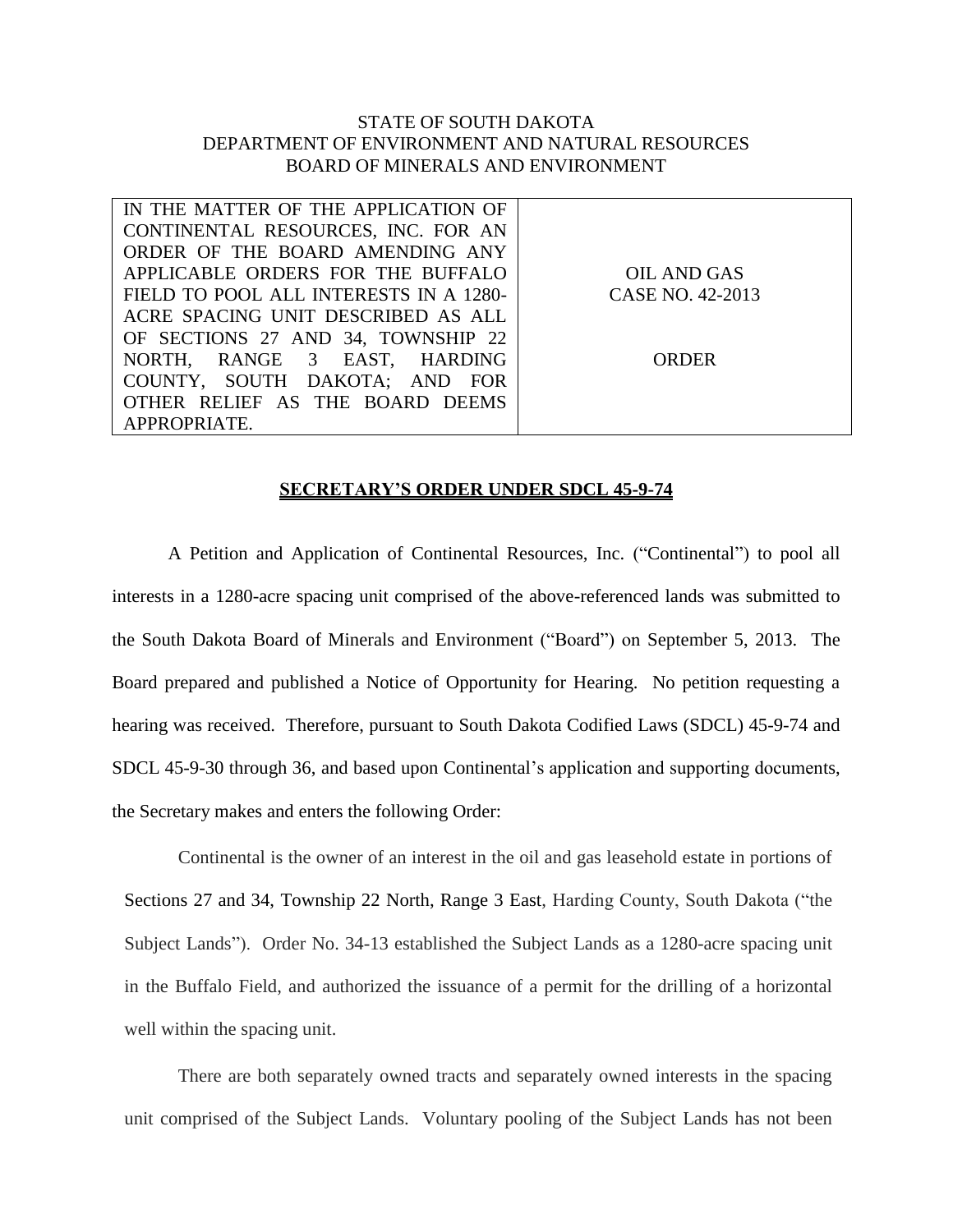STATE OF SOUTH DAKOTA
DEPARTMENT OF ENVIRONMENT AND NATURAL RESOURCES
BOARD OF MINERALS AND ENVIRONMENT

| IN THE MATTER OF THE APPLICATION OF CONTINENTAL RESOURCES, INC. FOR AN ORDER OF THE BOARD AMENDING ANY APPLICABLE ORDERS FOR THE BUFFALO FIELD TO POOL ALL INTERESTS IN A 1280-ACRE SPACING UNIT DESCRIBED AS ALL OF SECTIONS 27 AND 34, TOWNSHIP 22 NORTH, RANGE 3 EAST, HARDING COUNTY, SOUTH DAKOTA; AND FOR OTHER RELIEF AS THE BOARD DEEMS APPROPRIATE. | OIL AND GAS<br>CASE NO. 42-2013<br><br>ORDER |
|---|---|

**SECRETARY'S ORDER UNDER SDCL 45-9-74**

A Petition and Application of Continental Resources, Inc. ("Continental") to pool all interests in a 1280-acre spacing unit comprised of the above-referenced lands was submitted to the South Dakota Board of Minerals and Environment ("Board") on September 5, 2013. The Board prepared and published a Notice of Opportunity for Hearing. No petition requesting a hearing was received. Therefore, pursuant to South Dakota Codified Laws (SDCL) 45-9-74 and SDCL 45-9-30 through 36, and based upon Continental's application and supporting documents, the Secretary makes and enters the following Order:

Continental is the owner of an interest in the oil and gas leasehold estate in portions of Sections 27 and 34, Township 22 North, Range 3 East, Harding County, South Dakota ("the Subject Lands"). Order No. 34-13 established the Subject Lands as a 1280-acre spacing unit in the Buffalo Field, and authorized the issuance of a permit for the drilling of a horizontal well within the spacing unit.

There are both separately owned tracts and separately owned interests in the spacing unit comprised of the Subject Lands. Voluntary pooling of the Subject Lands has not been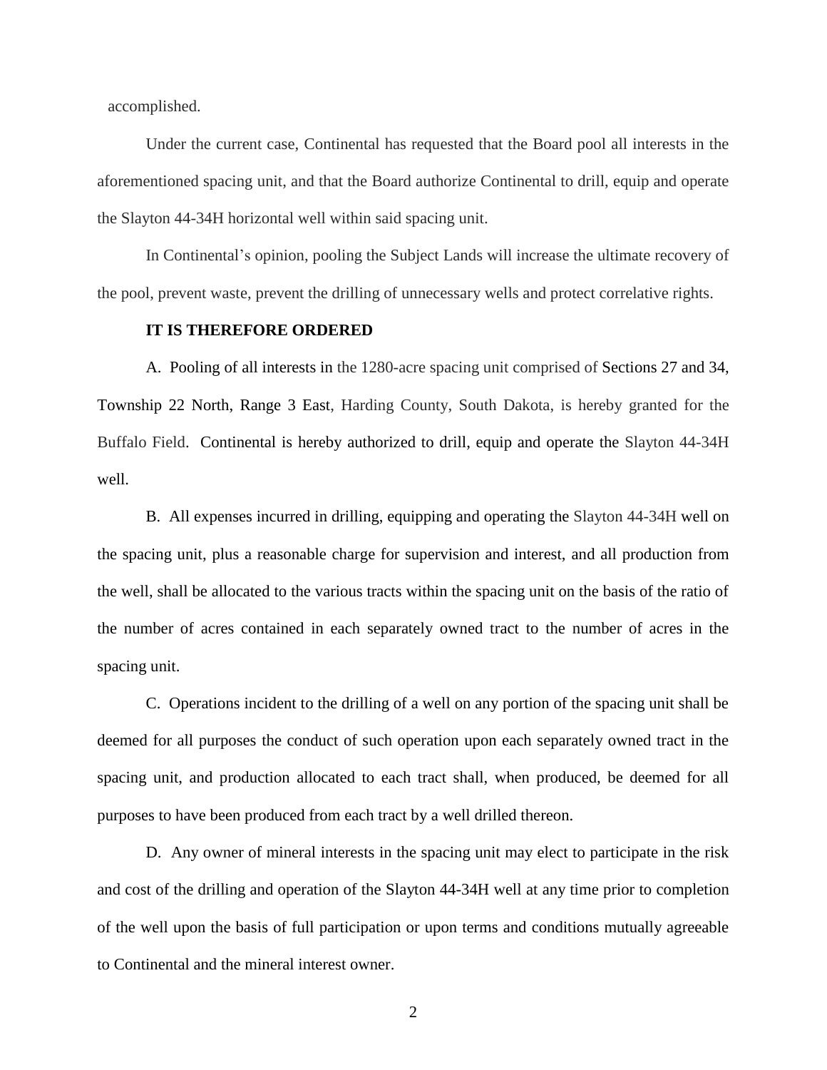accomplished.

Under the current case, Continental has requested that the Board pool all interests in the aforementioned spacing unit, and that the Board authorize Continental to drill, equip and operate the Slayton 44-34H horizontal well within said spacing unit.

In Continental's opinion, pooling the Subject Lands will increase the ultimate recovery of the pool, prevent waste, prevent the drilling of unnecessary wells and protect correlative rights.

**IT IS THEREFORE ORDERED**

A. Pooling of all interests in the 1280-acre spacing unit comprised of Sections 27 and 34, Township 22 North, Range 3 East, Harding County, South Dakota, is hereby granted for the Buffalo Field. Continental is hereby authorized to drill, equip and operate the Slayton 44-34H well.

B. All expenses incurred in drilling, equipping and operating the Slayton 44-34H well on the spacing unit, plus a reasonable charge for supervision and interest, and all production from the well, shall be allocated to the various tracts within the spacing unit on the basis of the ratio of the number of acres contained in each separately owned tract to the number of acres in the spacing unit.

C. Operations incident to the drilling of a well on any portion of the spacing unit shall be deemed for all purposes the conduct of such operation upon each separately owned tract in the spacing unit, and production allocated to each tract shall, when produced, be deemed for all purposes to have been produced from each tract by a well drilled thereon.

D. Any owner of mineral interests in the spacing unit may elect to participate in the risk and cost of the drilling and operation of the Slayton 44-34H well at any time prior to completion of the well upon the basis of full participation or upon terms and conditions mutually agreeable to Continental and the mineral interest owner.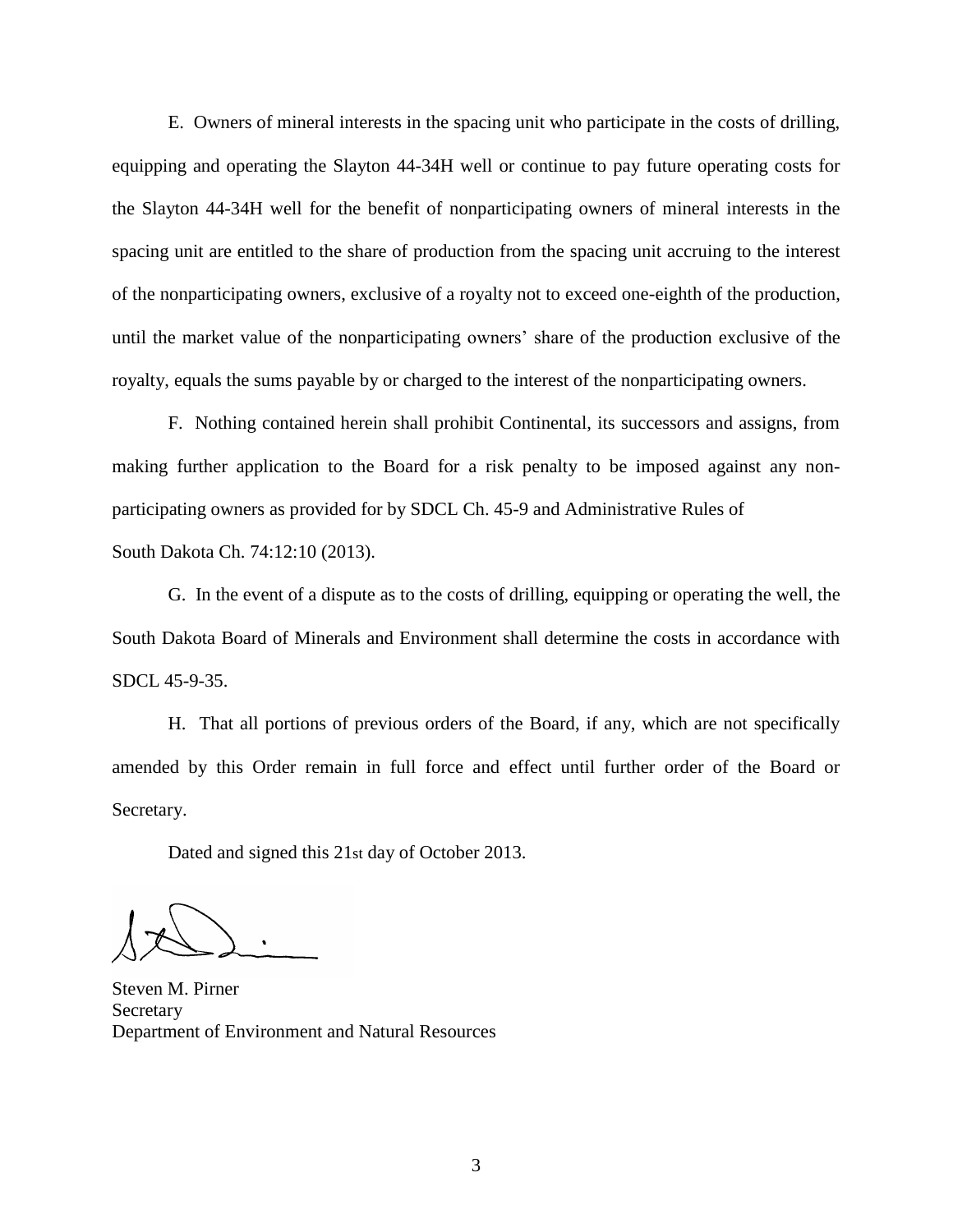E. Owners of mineral interests in the spacing unit who participate in the costs of drilling, equipping and operating the Slayton 44-34H well or continue to pay future operating costs for the Slayton 44-34H well for the benefit of nonparticipating owners of mineral interests in the spacing unit are entitled to the share of production from the spacing unit accruing to the interest of the nonparticipating owners, exclusive of a royalty not to exceed one-eighth of the production, until the market value of the nonparticipating owners' share of the production exclusive of the royalty, equals the sums payable by or charged to the interest of the nonparticipating owners.

F. Nothing contained herein shall prohibit Continental, its successors and assigns, from making further application to the Board for a risk penalty to be imposed against any non-participating owners as provided for by SDCL Ch. 45-9 and Administrative Rules of South Dakota Ch. 74:12:10 (2013).

G. In the event of a dispute as to the costs of drilling, equipping or operating the well, the South Dakota Board of Minerals and Environment shall determine the costs in accordance with SDCL 45-9-35.

H. That all portions of previous orders of the Board, if any, which are not specifically amended by this Order remain in full force and effect until further order of the Board or Secretary.

Dated and signed this 21st day of October 2013.

Steven M. Pirner
Secretary
Department of Environment and Natural Resources